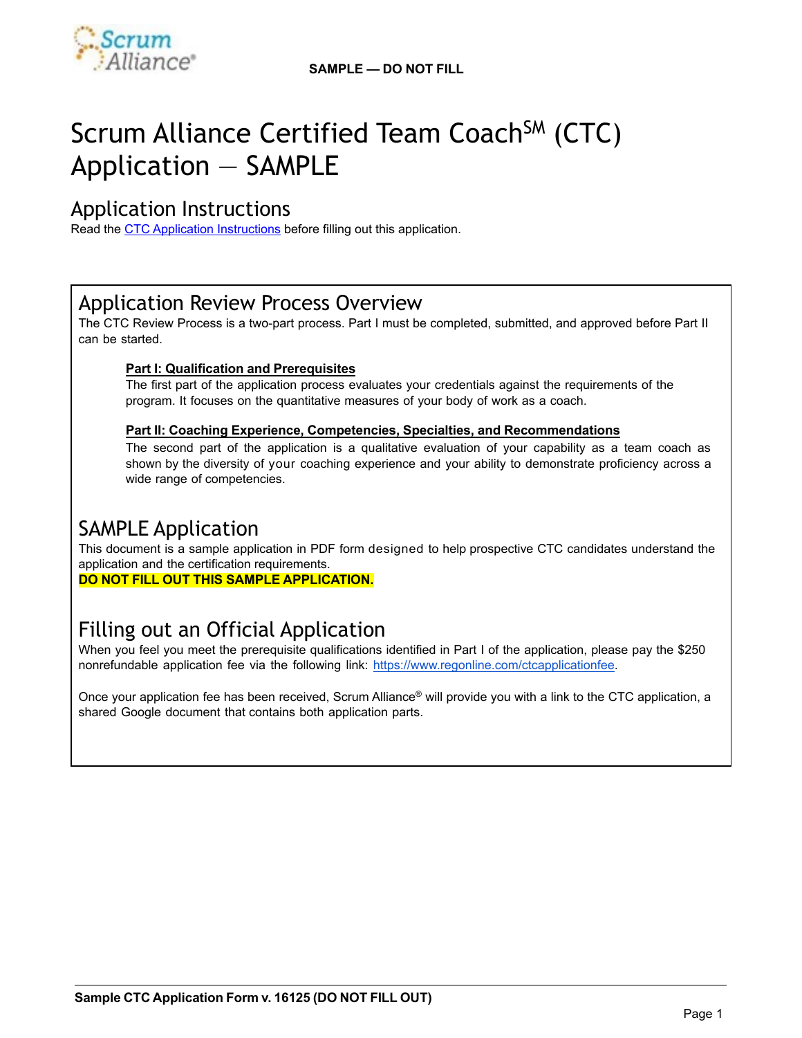**SAMPLE — DO NOT FILL**

# Scrum Alliance Certified Team Coach$^{SM}$ (CTC) Application — SAMPLE

## Application Instructions

Read the [CTC Application Instructions] before filling out this application.

## Application Review Process Overview

The CTC Review Process is a two-part process. Part I must be completed, submitted, and approved before Part II can be started.

**Part I: Qualification and Prerequisites**
The first part of the application process evaluates your credentials against the requirements of the program. It focuses on the quantitative measures of your body of work as a coach.

**Part II: Coaching Experience, Competencies, Specialties, and Recommendations**
The second part of the application is a qualitative evaluation of your capability as a team coach as shown by the diversity of your coaching experience and your ability to demonstrate proficiency across a wide range of competencies.

## SAMPLE Application

This document is a sample application in PDF form designed to help prospective CTC candidates understand the application and the certification requirements.
**DO NOT FILL OUT THIS SAMPLE APPLICATION.**

## Filling out an Official Application

When you feel you meet the prerequisite qualifications identified in Part I of the application, please pay the $250 nonrefundable application fee via the following link: https://www.regonline.com/ctcapplicationfee.

Once your application fee has been received, Scrum Alliance® will provide you with a link to the CTC application, a shared Google document that contains both application parts.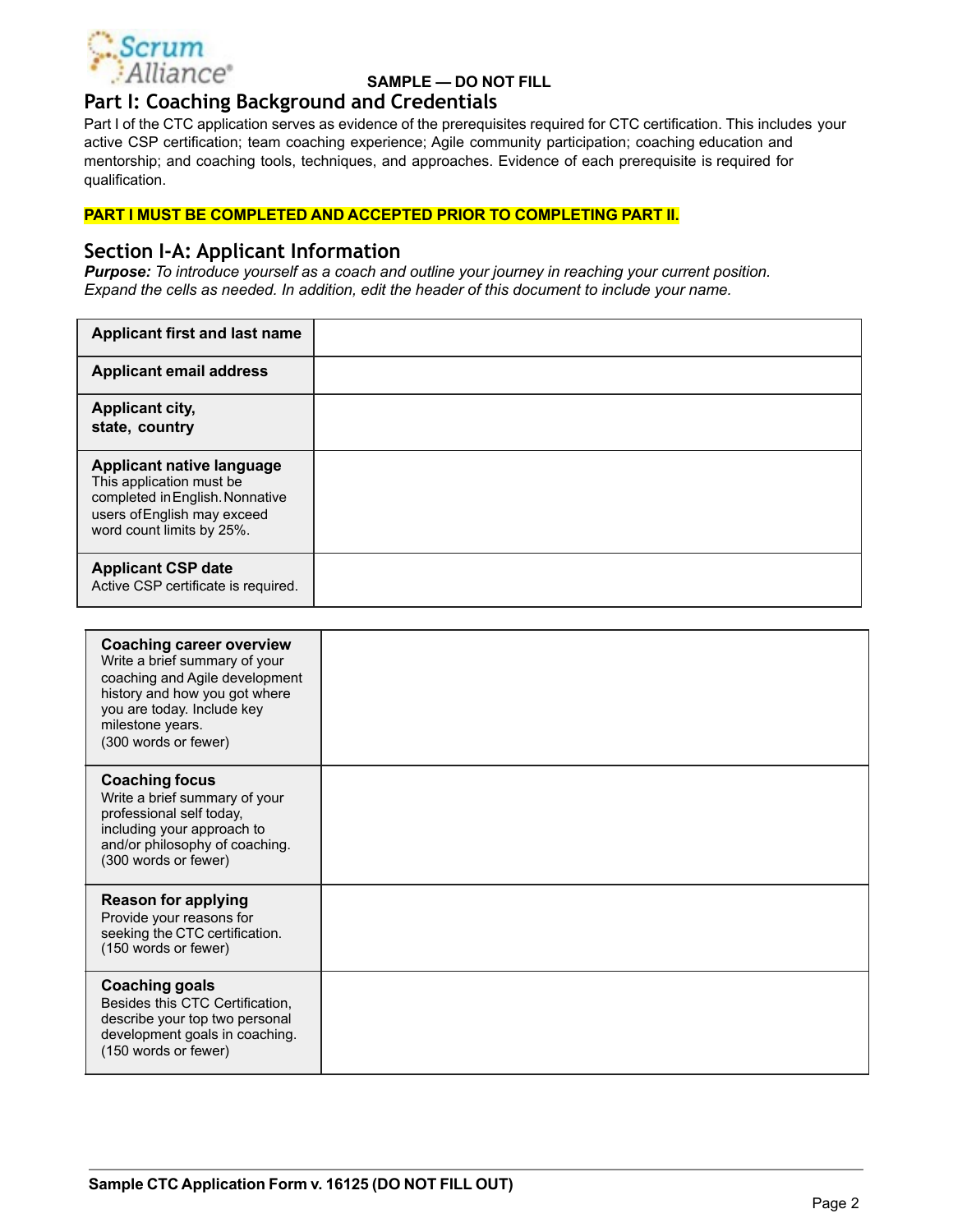**SAMPLE — DO NOT FILL**

## Part I: Coaching Background and Credentials

Part I of the CTC application serves as evidence of the prerequisites required for CTC certification. This includes your active CSP certification; team coaching experience; Agile community participation; coaching education and mentorship; and coaching tools, techniques, and approaches. Evidence of each prerequisite is required for qualification.

**PART I MUST BE COMPLETED AND ACCEPTED PRIOR TO COMPLETING PART II.**

### Section I-A: Applicant Information

***Purpose:*** *To introduce yourself as a coach and outline your journey in reaching your current position. Expand the cells as needed. In addition, edit the header of this document to include your name.*

| | |
|---|---|
| **Applicant first and last name** | |
| **Applicant email address** | |
| **Applicant city, state, country** | |
| **Applicant native language** This application must be completed in English. Nonnative users of English may exceed word count limits by 25%. | |
| **Applicant CSP date** Active CSP certificate is required. | |

| | |
|---|---|
| **Coaching career overview** Write a brief summary of your coaching and Agile development history and how you got where you are today. Include key milestone years. (300 words or fewer) | |
| **Coaching focus** Write a brief summary of your professional self today, including your approach to and/or philosophy of coaching. (300 words or fewer) | |
| **Reason for applying** Provide your reasons for seeking the CTC certification. (150 words or fewer) | |
| **Coaching goals** Besides this CTC Certification, describe your top two personal development goals in coaching. (150 words or fewer) | |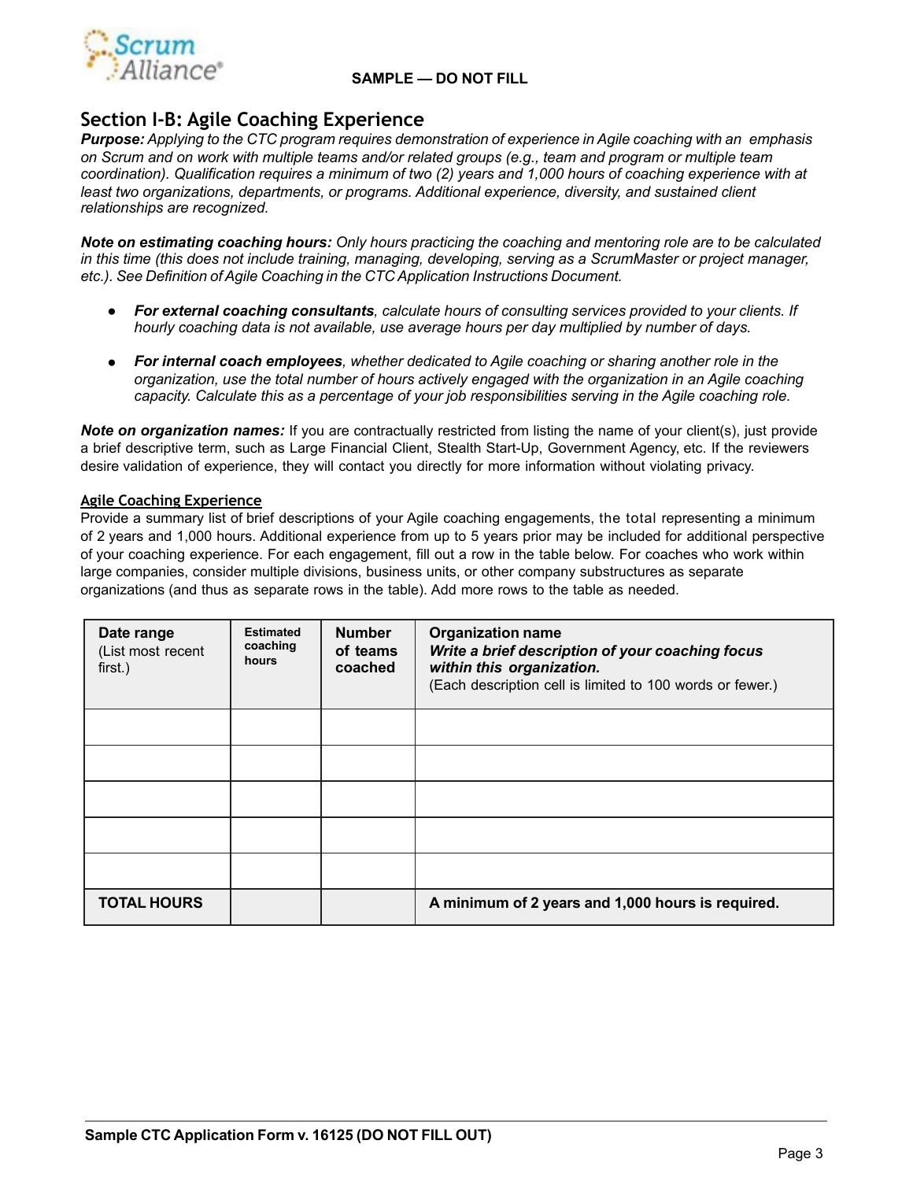**SAMPLE — DO NOT FILL**

## Section I-B: Agile Coaching Experience

***Purpose:*** *Applying to the CTC program requires demonstration of experience in Agile coaching with an emphasis on Scrum and on work with multiple teams and/or related groups (e.g., team and program or multiple team coordination). Qualification requires a minimum of two (2) years and 1,000 hours of coaching experience with at least two organizations, departments, or programs. Additional experience, diversity, and sustained client relationships are recognized.*

***Note on estimating coaching hours:*** *Only hours practicing the coaching and mentoring role are to be calculated in this time (this does not include training, managing, developing, serving as a ScrumMaster or project manager, etc.). See Definition of Agile Coaching in the CTC Application Instructions Document.*

- ***For external coaching consultants****, calculate hours of consulting services provided to your clients. If hourly coaching data is not available, use average hours per day multiplied by number of days.*
- ***For internal coach employees****, whether dedicated to Agile coaching or sharing another role in the organization, use the total number of hours actively engaged with the organization in an Agile coaching capacity. Calculate this as a percentage of your job responsibilities serving in the Agile coaching role.*

***Note on organization names:*** If you are contractually restricted from listing the name of your client(s), just provide a brief descriptive term, such as Large Financial Client, Stealth Start-Up, Government Agency, etc. If the reviewers desire validation of experience, they will contact you directly for more information without violating privacy.

### Agile Coaching Experience

Provide a summary list of brief descriptions of your Agile coaching engagements, the total representing a minimum of 2 years and 1,000 hours. Additional experience from up to 5 years prior may be included for additional perspective of your coaching experience. For each engagement, fill out a row in the table below. For coaches who work within large companies, consider multiple divisions, business units, or other company substructures as separate organizations (and thus as separate rows in the table). Add more rows to the table as needed.

| **Date range** (List most recent first.) | **Estimated coaching hours** | **Number of teams coached** | **Organization name** ***Write a brief description of your coaching focus within this organization.*** (Each description cell is limited to 100 words or fewer.) |
|---|---|---|---|
| | | | |
| | | | |
| | | | |
| | | | |
| | | | |
| **TOTAL HOURS** | | | **A minimum of 2 years and 1,000 hours is required.** |

**Sample CTC Application Form v. 16125 (DO NOT FILL OUT)**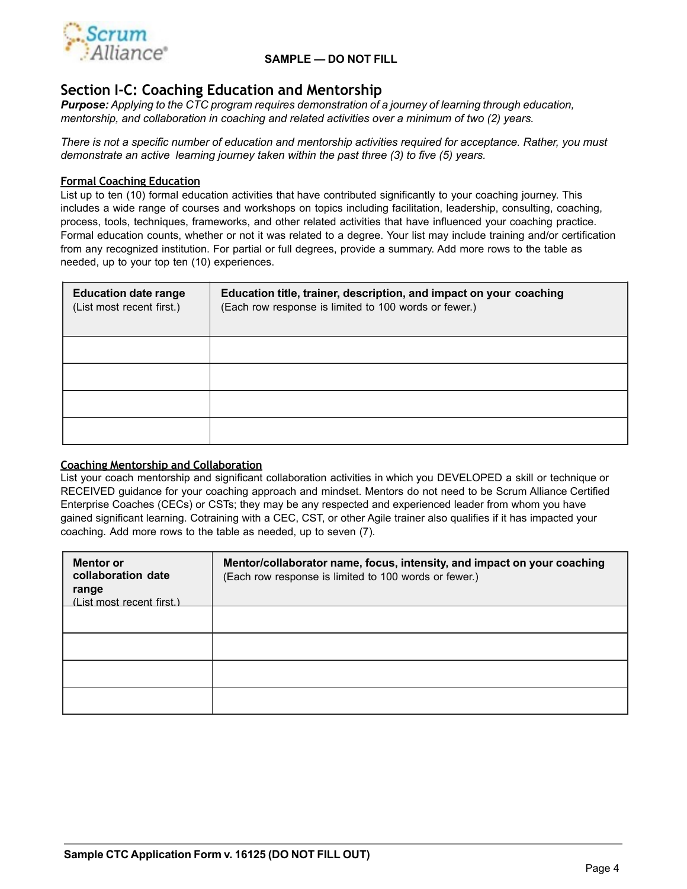**SAMPLE — DO NOT FILL**

## Section I-C: Coaching Education and Mentorship

***Purpose:*** *Applying to the CTC program requires demonstration of a journey of learning through education, mentorship, and collaboration in coaching and related activities over a minimum of two (2) years.*

*There is not a specific number of education and mentorship activities required for acceptance. Rather, you must demonstrate an active learning journey taken within the past three (3) to five (5) years.*

### Formal Coaching Education

List up to ten (10) formal education activities that have contributed significantly to your coaching journey. This includes a wide range of courses and workshops on topics including facilitation, leadership, consulting, coaching, process, tools, techniques, frameworks, and other related activities that have influenced your coaching practice. Formal education counts, whether or not it was related to a degree. Your list may include training and/or certification from any recognized institution. For partial or full degrees, provide a summary. Add more rows to the table as needed, up to your top ten (10) experiences.

| **Education date range** (List most recent first.) | **Education title, trainer, description, and impact on your coaching** (Each row response is limited to 100 words or fewer.) |
|---|---|
| | |
| | |
| | |
| | |

### Coaching Mentorship and Collaboration

List your coach mentorship and significant collaboration activities in which you DEVELOPED a skill or technique or RECEIVED guidance for your coaching approach and mindset. Mentors do not need to be Scrum Alliance Certified Enterprise Coaches (CECs) or CSTs; they may be any respected and experienced leader from whom you have gained significant learning. Cotraining with a CEC, CST, or other Agile trainer also qualifies if it has impacted your coaching. Add more rows to the table as needed, up to seven (7).

| **Mentor or collaboration date range** (List most recent first.) | **Mentor/collaborator name, focus, intensity, and impact on your coaching** (Each row response is limited to 100 words or fewer.) |
|---|---|
| | |
| | |
| | |
| | |

**Sample CTC Application Form v. 16125 (DO NOT FILL OUT)**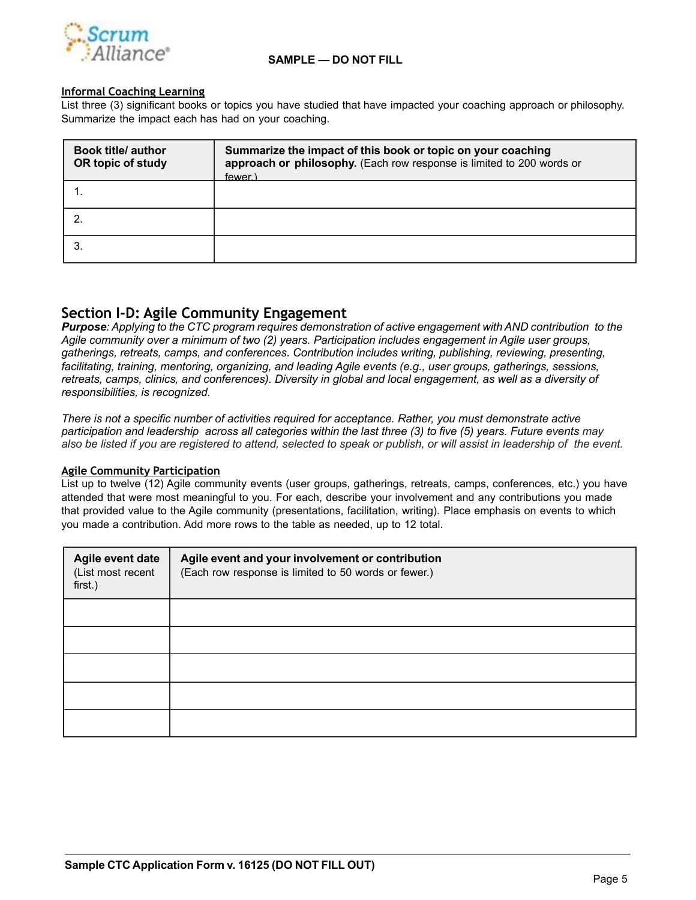SAMPLE — DO NOT FILL

**Informal Coaching Learning**

List three (3) significant books or topics you have studied that have impacted your coaching approach or philosophy. Summarize the impact each has had on your coaching.

| **Book title/ author OR topic of study** | **Summarize the impact of this book or topic on your coaching approach or philosophy.** (Each row response is limited to 200 words or fewer.) |
|---|---|
| 1. | |
| 2. | |
| 3. | |

## Section I-D: Agile Community Engagement

***Purpose****: Applying to the CTC program requires demonstration of active engagement with AND contribution to the Agile community over a minimum of two (2) years. Participation includes engagement in Agile user groups, gatherings, retreats, camps, and conferences. Contribution includes writing, publishing, reviewing, presenting, facilitating, training, mentoring, organizing, and leading Agile events (e.g., user groups, gatherings, sessions, retreats, camps, clinics, and conferences). Diversity in global and local engagement, as well as a diversity of responsibilities, is recognized.*

*There is not a specific number of activities required for acceptance. Rather, you must demonstrate active participation and leadership across all categories within the last three (3) to five (5) years. Future events may also be listed if you are registered to attend, selected to speak or publish, or will assist in leadership of the event.*

**Agile Community Participation**

List up to twelve (12) Agile community events (user groups, gatherings, retreats, camps, conferences, etc.) you have attended that were most meaningful to you. For each, describe your involvement and any contributions you made that provided value to the Agile community (presentations, facilitation, writing). Place emphasis on events to which you made a contribution. Add more rows to the table as needed, up to 12 total.

| **Agile event date** (List most recent first.) | **Agile event and your involvement or contribution** (Each row response is limited to 50 words or fewer.) |
|---|---|
| | |
| | |
| | |
| | |
| | |

**Sample CTC Application Form v. 16125 (DO NOT FILL OUT)**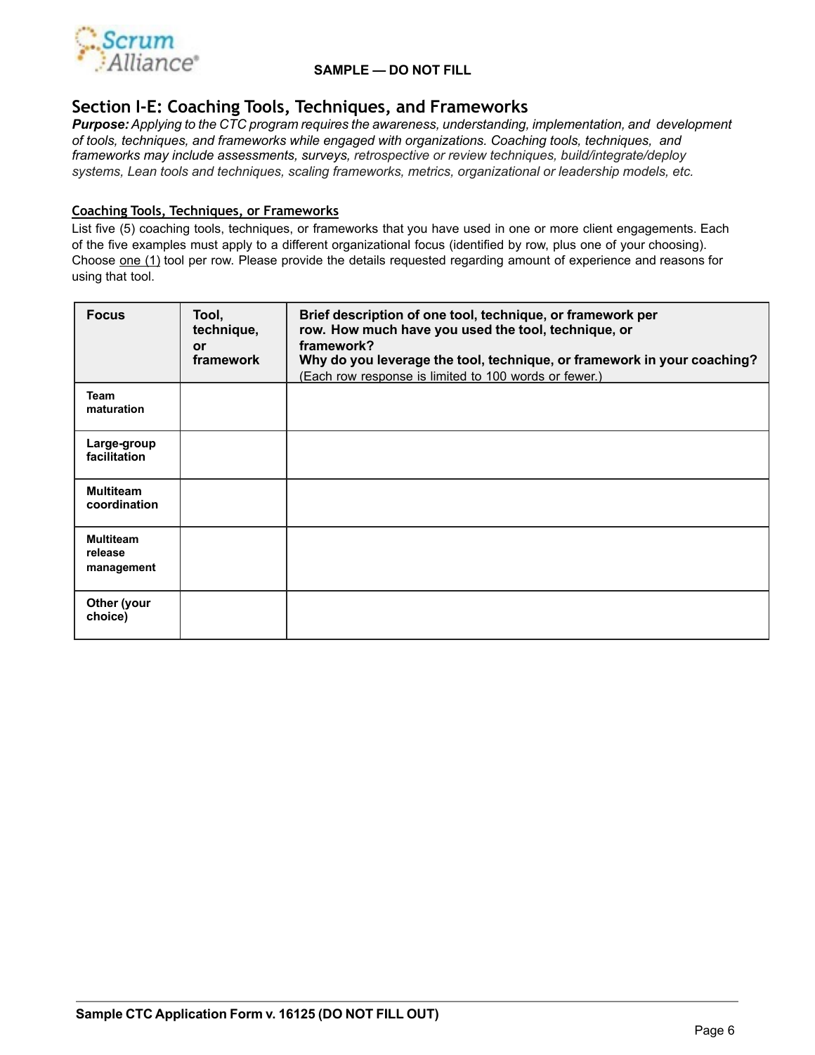**SAMPLE — DO NOT FILL**

## Section I-E: Coaching Tools, Techniques, and Frameworks

***Purpose:*** *Applying to the CTC program requires the awareness, understanding, implementation, and development of tools, techniques, and frameworks while engaged with organizations. Coaching tools, techniques, and frameworks may include assessments, surveys, retrospective or review techniques, build/integrate/deploy systems, Lean tools and techniques, scaling frameworks, metrics, organizational or leadership models, etc.*

### Coaching Tools, Techniques, or Frameworks

List five (5) coaching tools, techniques, or frameworks that you have used in one or more client engagements. Each of the five examples must apply to a different organizational focus (identified by row, plus one of your choosing). Choose one (1) tool per row. Please provide the details requested regarding amount of experience and reasons for using that tool.

| Focus | Tool, technique, or framework | Brief description of one tool, technique, or framework per row. How much have you used the tool, technique, or framework? Why do you leverage the tool, technique, or framework in your coaching? (Each row response is limited to 100 words or fewer.) |
|---|---|---|
| **Team maturation** | | |
| **Large-group facilitation** | | |
| **Multiteam coordination** | | |
| **Multiteam release management** | | |
| **Other (your choice)** | | |

**Sample CTC Application Form v. 16125 (DO NOT FILL OUT)**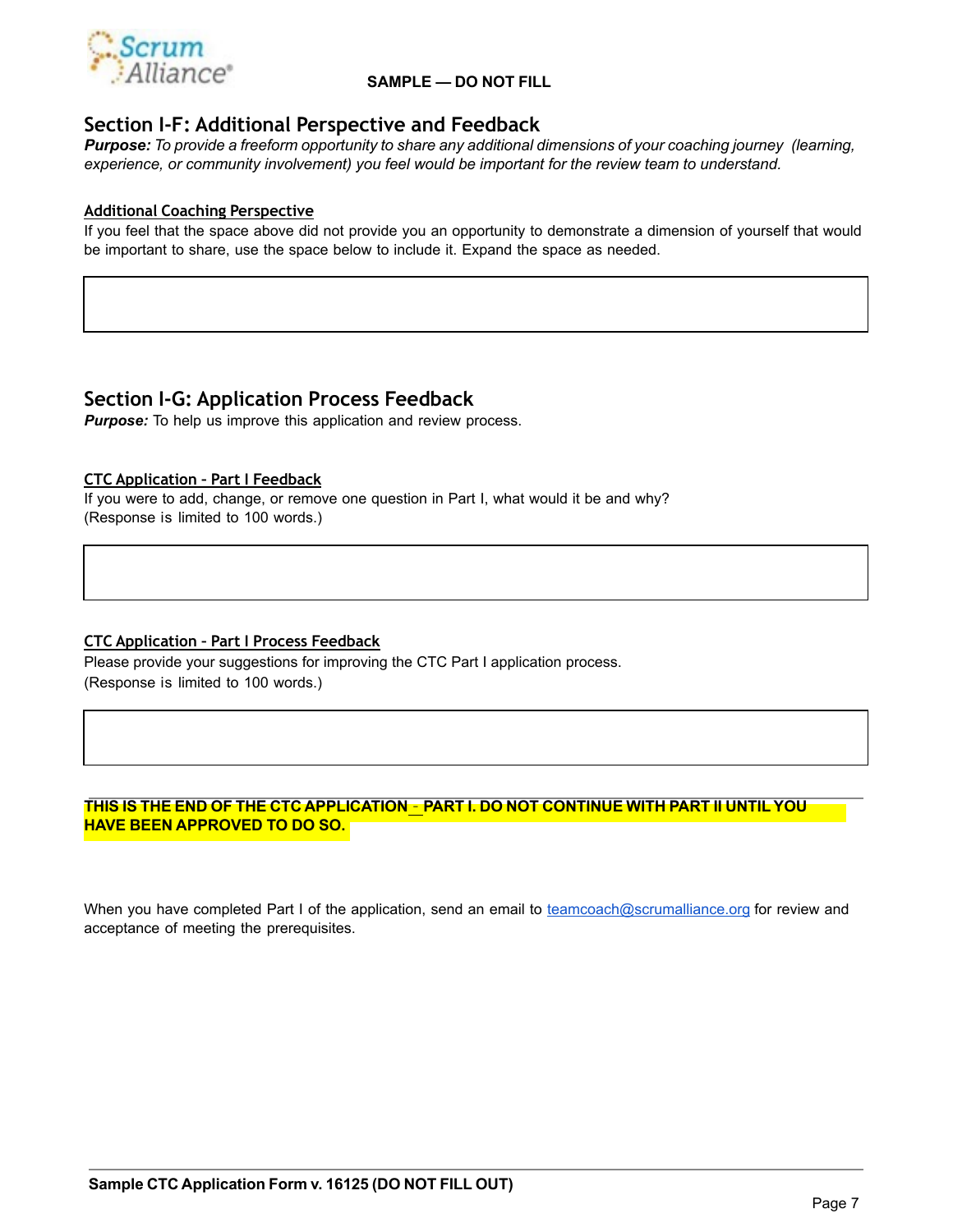**SAMPLE — DO NOT FILL**

## Section I-F: Additional Perspective and Feedback

***Purpose:*** *To provide a freeform opportunity to share any additional dimensions of your coaching journey (learning, experience, or community involvement) you feel would be important for the review team to understand.*

### Additional Coaching Perspective

If you feel that the space above did not provide you an opportunity to demonstrate a dimension of yourself that would be important to share, use the space below to include it. Expand the space as needed.

| |
|---|
| |

## Section I-G: Application Process Feedback

***Purpose:*** To help us improve this application and review process.

### CTC Application - Part I Feedback

If you were to add, change, or remove one question in Part I, what would it be and why?
(Response is limited to 100 words.)

| |
|---|
| |

### CTC Application - Part I Process Feedback

Please provide your suggestions for improving the CTC Part I application process.
(Response is limited to 100 words.)

| |
|---|
| |

**THIS IS THE END OF THE CTC APPLICATION - PART I. DO NOT CONTINUE WITH PART II UNTIL YOU HAVE BEEN APPROVED TO DO SO.**

When you have completed Part I of the application, send an email to teamcoach@scrumalliance.org for review and acceptance of meeting the prerequisites.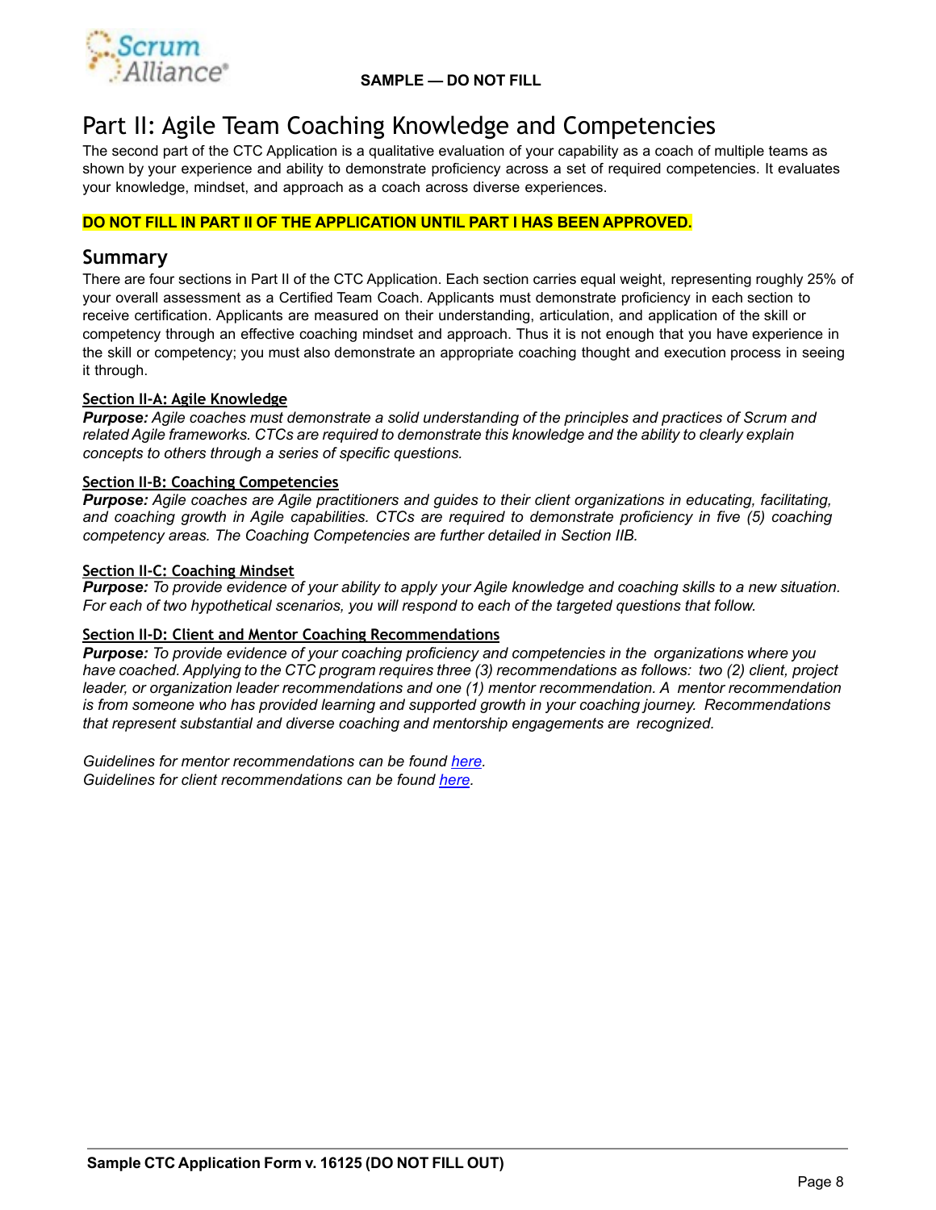**SAMPLE — DO NOT FILL**

# Part II: Agile Team Coaching Knowledge and Competencies

The second part of the CTC Application is a qualitative evaluation of your capability as a coach of multiple teams as shown by your experience and ability to demonstrate proficiency across a set of required competencies. It evaluates your knowledge, mindset, and approach as a coach across diverse experiences.

**DO NOT FILL IN PART II OF THE APPLICATION UNTIL PART I HAS BEEN APPROVED.**

## Summary

There are four sections in Part II of the CTC Application. Each section carries equal weight, representing roughly 25% of your overall assessment as a Certified Team Coach. Applicants must demonstrate proficiency in each section to receive certification. Applicants are measured on their understanding, articulation, and application of the skill or competency through an effective coaching mindset and approach. Thus it is not enough that you have experience in the skill or competency; you must also demonstrate an appropriate coaching thought and execution process in seeing it through.

### Section II-A: Agile Knowledge

***Purpose:*** *Agile coaches must demonstrate a solid understanding of the principles and practices of Scrum and related Agile frameworks. CTCs are required to demonstrate this knowledge and the ability to clearly explain concepts to others through a series of specific questions.*

### Section II-B: Coaching Competencies

***Purpose:*** *Agile coaches are Agile practitioners and guides to their client organizations in educating, facilitating, and coaching growth in Agile capabilities. CTCs are required to demonstrate proficiency in five (5) coaching competency areas. The Coaching Competencies are further detailed in Section IIB.*

### Section II-C: Coaching Mindset

***Purpose:*** *To provide evidence of your ability to apply your Agile knowledge and coaching skills to a new situation. For each of two hypothetical scenarios, you will respond to each of the targeted questions that follow.*

### Section II-D: Client and Mentor Coaching Recommendations

***Purpose:*** *To provide evidence of your coaching proficiency and competencies in the organizations where you have coached. Applying to the CTC program requires three (3) recommendations as follows: two (2) client, project leader, or organization leader recommendations and one (1) mentor recommendation. A mentor recommendation is from someone who has provided learning and supported growth in your coaching journey. Recommendations that represent substantial and diverse coaching and mentorship engagements are recognized.*

*Guidelines for mentor recommendations can be found here.*
*Guidelines for client recommendations can be found here.*

**Sample CTC Application Form v. 16125 (DO NOT FILL OUT)**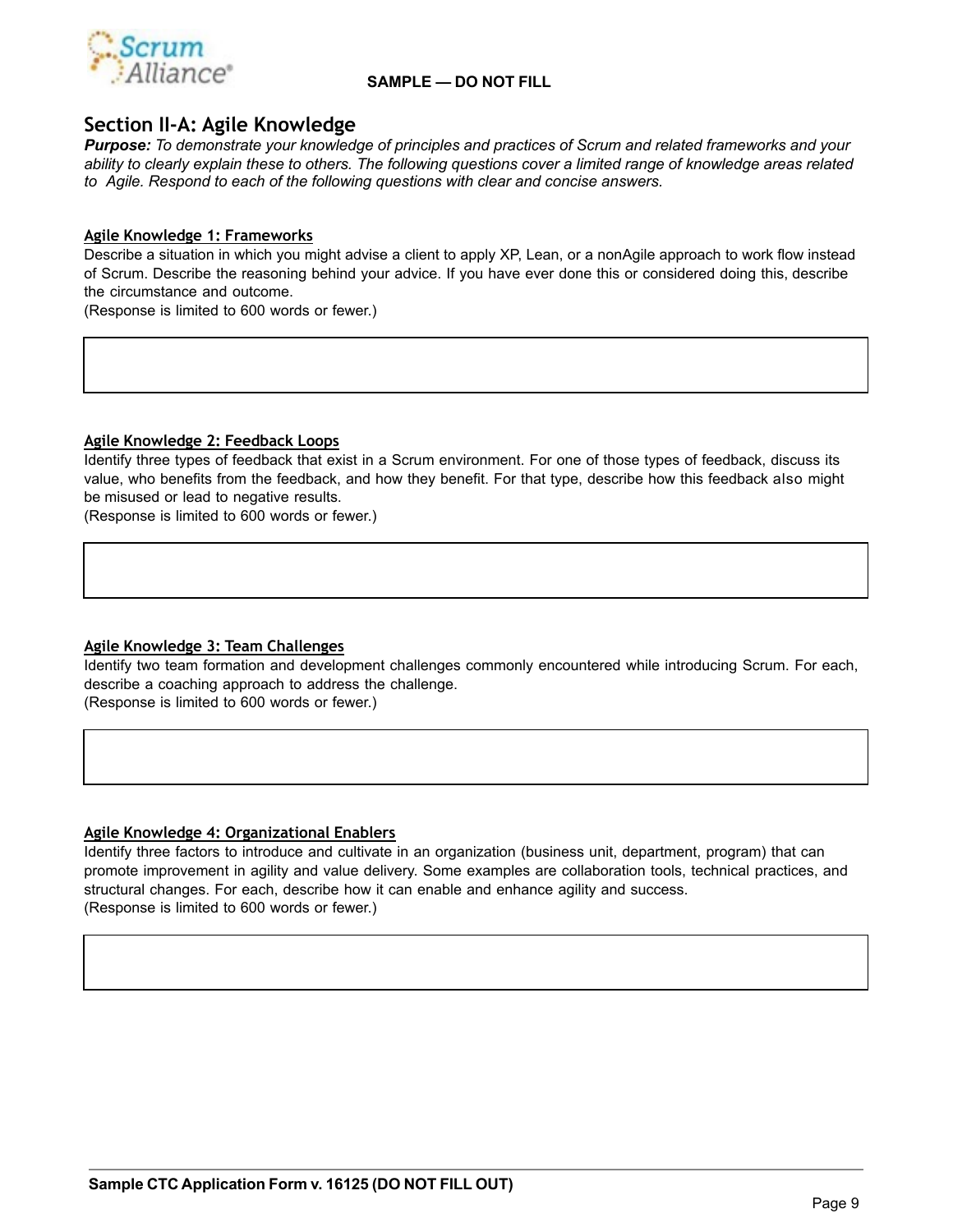**SAMPLE — DO NOT FILL**

## Section II-A: Agile Knowledge

***Purpose:*** *To demonstrate your knowledge of principles and practices of Scrum and related frameworks and your ability to clearly explain these to others. The following questions cover a limited range of knowledge areas related to Agile. Respond to each of the following questions with clear and concise answers.*

### Agile Knowledge 1: Frameworks

Describe a situation in which you might advise a client to apply XP, Lean, or a nonAgile approach to work flow instead of Scrum. Describe the reasoning behind your advice. If you have ever done this or considered doing this, describe the circumstance and outcome.
(Response is limited to 600 words or fewer.)

### Agile Knowledge 2: Feedback Loops

Identify three types of feedback that exist in a Scrum environment. For one of those types of feedback, discuss its value, who benefits from the feedback, and how they benefit. For that type, describe how this feedback also might be misused or lead to negative results.
(Response is limited to 600 words or fewer.)

### Agile Knowledge 3: Team Challenges

Identify two team formation and development challenges commonly encountered while introducing Scrum. For each, describe a coaching approach to address the challenge.
(Response is limited to 600 words or fewer.)

### Agile Knowledge 4: Organizational Enablers

Identify three factors to introduce and cultivate in an organization (business unit, department, program) that can promote improvement in agility and value delivery. Some examples are collaboration tools, technical practices, and structural changes. For each, describe how it can enable and enhance agility and success.
(Response is limited to 600 words or fewer.)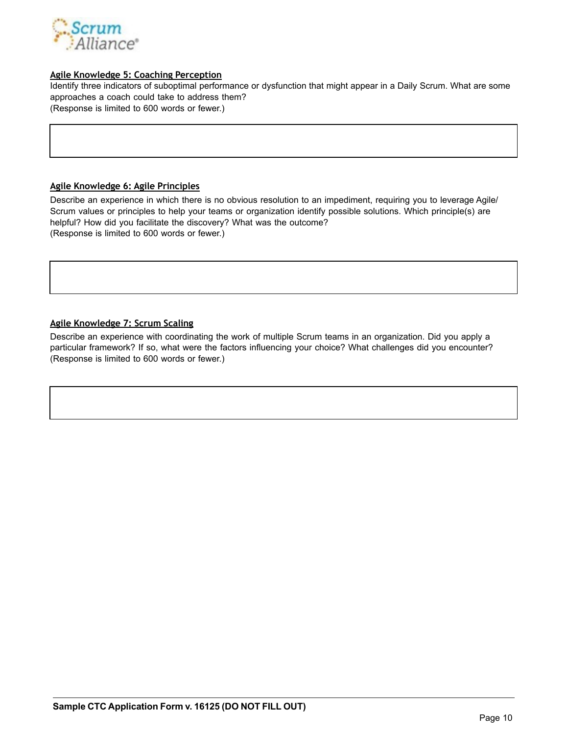**Agile Knowledge 5: Coaching Perception**

Identify three indicators of suboptimal performance or dysfunction that might appear in a Daily Scrum. What are some approaches a coach could take to address them?
(Response is limited to 600 words or fewer.)

**Agile Knowledge 6: Agile Principles**

Describe an experience in which there is no obvious resolution to an impediment, requiring you to leverage Agile/ Scrum values or principles to help your teams or organization identify possible solutions. Which principle(s) are helpful? How did you facilitate the discovery? What was the outcome?
(Response is limited to 600 words or fewer.)

**Agile Knowledge 7: Scrum Scaling**

Describe an experience with coordinating the work of multiple Scrum teams in an organization. Did you apply a particular framework? If so, what were the factors influencing your choice? What challenges did you encounter?
(Response is limited to 600 words or fewer.)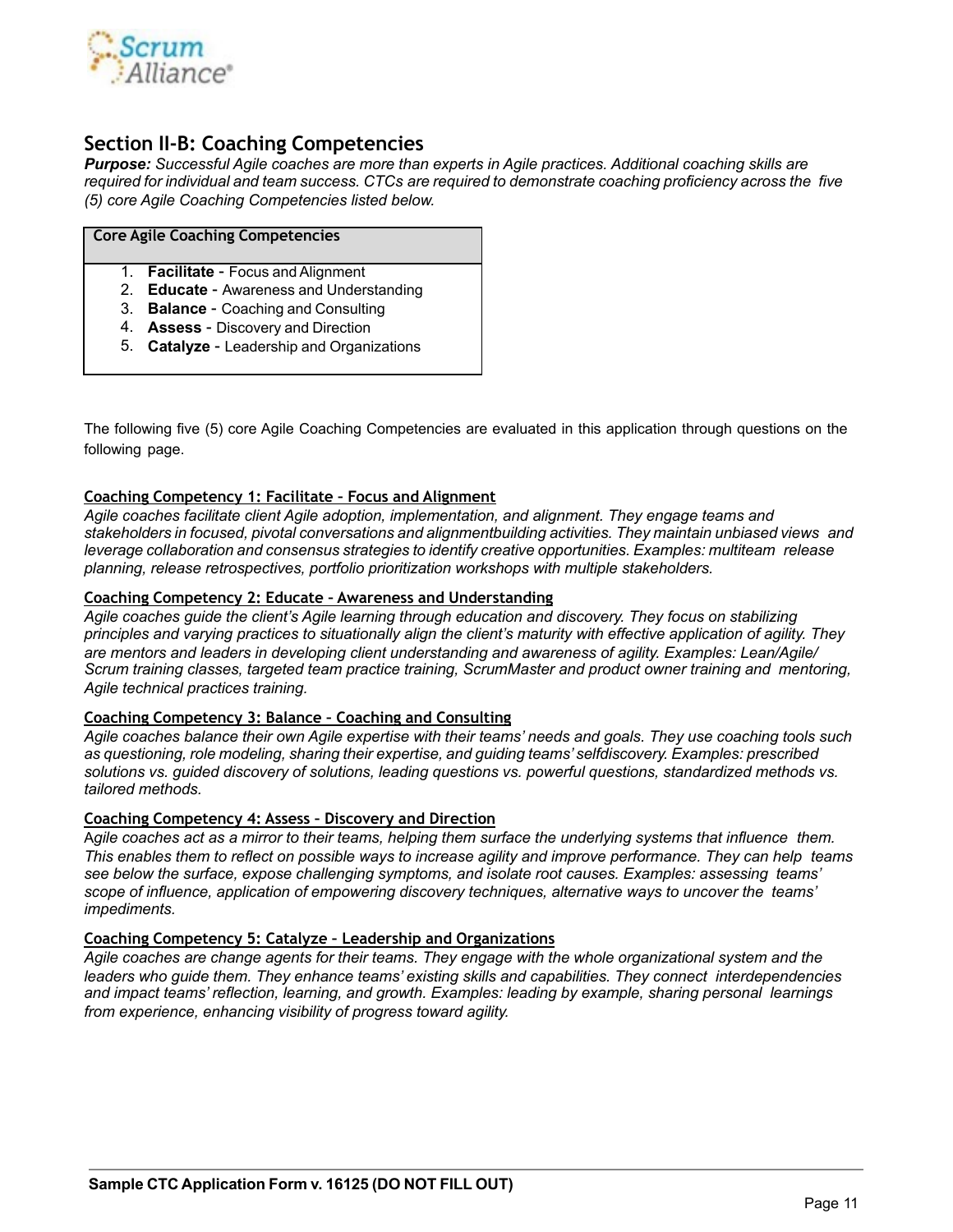## Section II-B: Coaching Competencies

***Purpose:*** *Successful Agile coaches are more than experts in Agile practices. Additional coaching skills are required for individual and team success. CTCs are required to demonstrate coaching proficiency across the five (5) core Agile Coaching Competencies listed below.*

| Core Agile Coaching Competencies |
| --- |
| 1. **Facilitate** - Focus and Alignment<br>2. **Educate** - Awareness and Understanding<br>3. **Balance** - Coaching and Consulting<br>4. **Assess** - Discovery and Direction<br>5. **Catalyze** - Leadership and Organizations |

The following five (5) core Agile Coaching Competencies are evaluated in this application through questions on the following page.

**Coaching Competency 1: Facilitate – Focus and Alignment**

*Agile coaches facilitate client Agile adoption, implementation, and alignment. They engage teams and stakeholders in focused, pivotal conversations and alignmentbuilding activities. They maintain unbiased views and leverage collaboration and consensus strategies to identify creative opportunities. Examples: multiteam release planning, release retrospectives, portfolio prioritization workshops with multiple stakeholders.*

**Coaching Competency 2: Educate – Awareness and Understanding**

*Agile coaches guide the client's Agile learning through education and discovery. They focus on stabilizing principles and varying practices to situationally align the client's maturity with effective application of agility. They are mentors and leaders in developing client understanding and awareness of agility. Examples: Lean/Agile/Scrum training classes, targeted team practice training, ScrumMaster and product owner training and mentoring, Agile technical practices training.*

**Coaching Competency 3: Balance – Coaching and Consulting**

*Agile coaches balance their own Agile expertise with their teams' needs and goals. They use coaching tools such as questioning, role modeling, sharing their expertise, and guiding teams' selfdiscovery. Examples: prescribed solutions vs. guided discovery of solutions, leading questions vs. powerful questions, standardized methods vs. tailored methods.*

**Coaching Competency 4: Assess – Discovery and Direction**

*Agile coaches act as a mirror to their teams, helping them surface the underlying systems that influence them. This enables them to reflect on possible ways to increase agility and improve performance. They can help teams see below the surface, expose challenging symptoms, and isolate root causes. Examples: assessing teams' scope of influence, application of empowering discovery techniques, alternative ways to uncover the teams' impediments.*

**Coaching Competency 5: Catalyze – Leadership and Organizations**

*Agile coaches are change agents for their teams. They engage with the whole organizational system and the leaders who guide them. They enhance teams' existing skills and capabilities. They connect interdependencies and impact teams' reflection, learning, and growth. Examples: leading by example, sharing personal learnings from experience, enhancing visibility of progress toward agility.*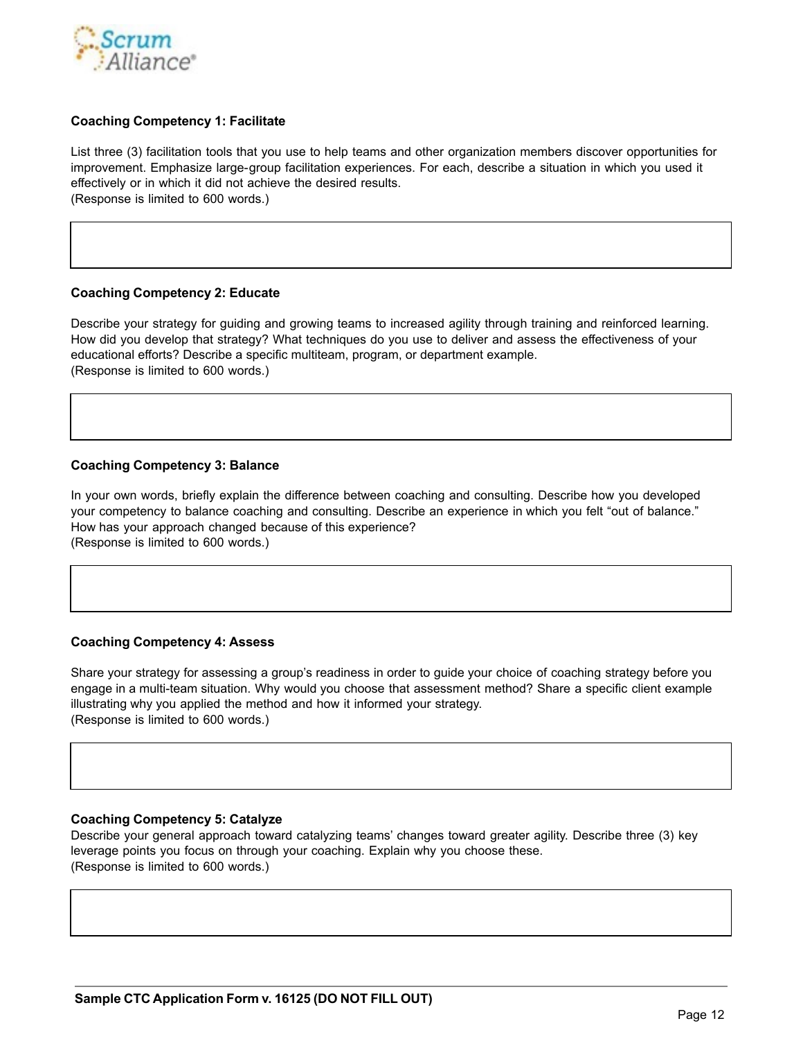**Coaching Competency 1: Facilitate**

List three (3) facilitation tools that you use to help teams and other organization members discover opportunities for improvement. Emphasize large-group facilitation experiences. For each, describe a situation in which you used it effectively or in which it did not achieve the desired results.
(Response is limited to 600 words.)

**Coaching Competency 2: Educate**

Describe your strategy for guiding and growing teams to increased agility through training and reinforced learning. How did you develop that strategy? What techniques do you use to deliver and assess the effectiveness of your educational efforts? Describe a specific multiteam, program, or department example.
(Response is limited to 600 words.)

**Coaching Competency 3: Balance**

In your own words, briefly explain the difference between coaching and consulting. Describe how you developed your competency to balance coaching and consulting. Describe an experience in which you felt "out of balance." How has your approach changed because of this experience?
(Response is limited to 600 words.)

**Coaching Competency 4: Assess**

Share your strategy for assessing a group's readiness in order to guide your choice of coaching strategy before you engage in a multi-team situation. Why would you choose that assessment method? Share a specific client example illustrating why you applied the method and how it informed your strategy.
(Response is limited to 600 words.)

**Coaching Competency 5: Catalyze**

Describe your general approach toward catalyzing teams' changes toward greater agility. Describe three (3) key leverage points you focus on through your coaching. Explain why you choose these.
(Response is limited to 600 words.)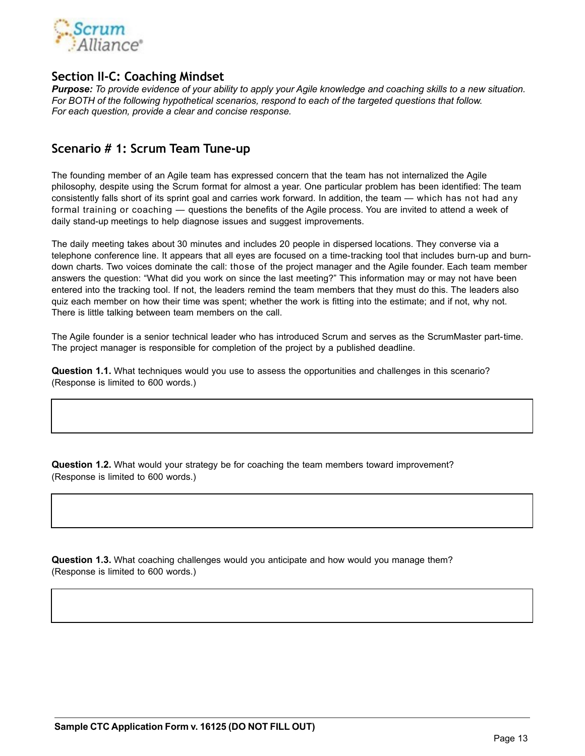## Section II-C: Coaching Mindset

***Purpose:*** *To provide evidence of your ability to apply your Agile knowledge and coaching skills to a new situation. For BOTH of the following hypothetical scenarios, respond to each of the targeted questions that follow. For each question, provide a clear and concise response.*

## Scenario # 1: Scrum Team Tune-up

The founding member of an Agile team has expressed concern that the team has not internalized the Agile philosophy, despite using the Scrum format for almost a year. One particular problem has been identified: The team consistently falls short of its sprint goal and carries work forward. In addition, the team — which has not had any formal training or coaching — questions the benefits of the Agile process. You are invited to attend a week of daily stand-up meetings to help diagnose issues and suggest improvements.

The daily meeting takes about 30 minutes and includes 20 people in dispersed locations. They converse via a telephone conference line. It appears that all eyes are focused on a time-tracking tool that includes burn-up and burn-down charts. Two voices dominate the call: those of the project manager and the Agile founder. Each team member answers the question: "What did you work on since the last meeting?" This information may or may not have been entered into the tracking tool. If not, the leaders remind the team members that they must do this. The leaders also quiz each member on how their time was spent; whether the work is fitting into the estimate; and if not, why not. There is little talking between team members on the call.

The Agile founder is a senior technical leader who has introduced Scrum and serves as the ScrumMaster part-time. The project manager is responsible for completion of the project by a published deadline.

**Question 1.1.** What techniques would you use to assess the opportunities and challenges in this scenario? (Response is limited to 600 words.)

**Question 1.2.** What would your strategy be for coaching the team members toward improvement? (Response is limited to 600 words.)

**Question 1.3.** What coaching challenges would you anticipate and how would you manage them? (Response is limited to 600 words.)

Sample CTC Application Form v. 16125 (DO NOT FILL OUT)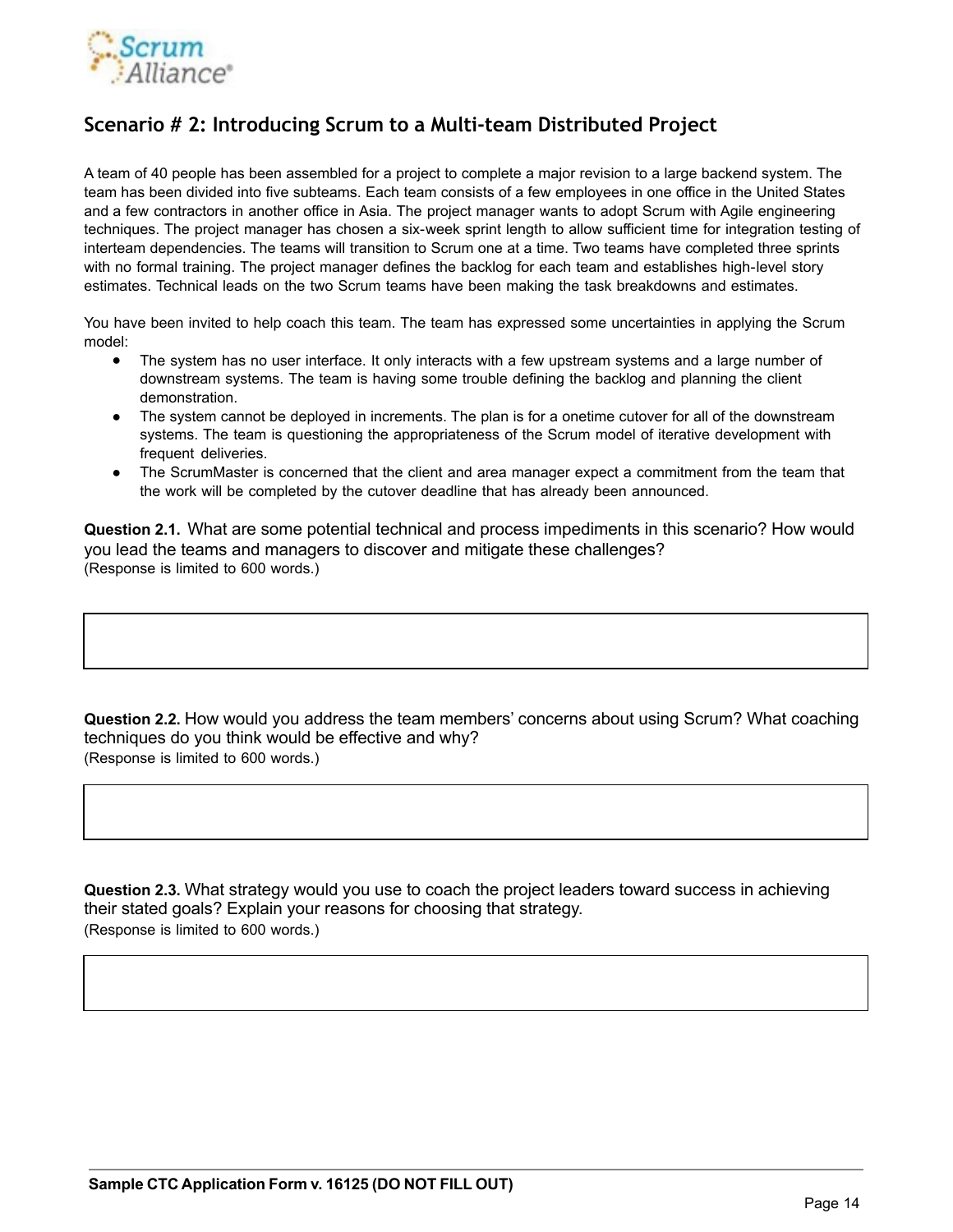## Scenario # 2: Introducing Scrum to a Multi-team Distributed Project

A team of 40 people has been assembled for a project to complete a major revision to a large backend system. The team has been divided into five subteams. Each team consists of a few employees in one office in the United States and a few contractors in another office in Asia. The project manager wants to adopt Scrum with Agile engineering techniques. The project manager has chosen a six-week sprint length to allow sufficient time for integration testing of interteam dependencies. The teams will transition to Scrum one at a time. Two teams have completed three sprints with no formal training. The project manager defines the backlog for each team and establishes high-level story estimates. Technical leads on the two Scrum teams have been making the task breakdowns and estimates.

You have been invited to help coach this team. The team has expressed some uncertainties in applying the Scrum model:

- The system has no user interface. It only interacts with a few upstream systems and a large number of downstream systems. The team is having some trouble defining the backlog and planning the client demonstration.
- The system cannot be deployed in increments. The plan is for a onetime cutover for all of the downstream systems. The team is questioning the appropriateness of the Scrum model of iterative development with frequent deliveries.
- The ScrumMaster is concerned that the client and area manager expect a commitment from the team that the work will be completed by the cutover deadline that has already been announced.

**Question 2.1.** What are some potential technical and process impediments in this scenario? How would you lead the teams and managers to discover and mitigate these challenges?
(Response is limited to 600 words.)

**Question 2.2.** How would you address the team members' concerns about using Scrum? What coaching techniques do you think would be effective and why?
(Response is limited to 600 words.)

**Question 2.3.** What strategy would you use to coach the project leaders toward success in achieving their stated goals? Explain your reasons for choosing that strategy.
(Response is limited to 600 words.)

**Sample CTC Application Form v. 16125 (DO NOT FILL OUT)**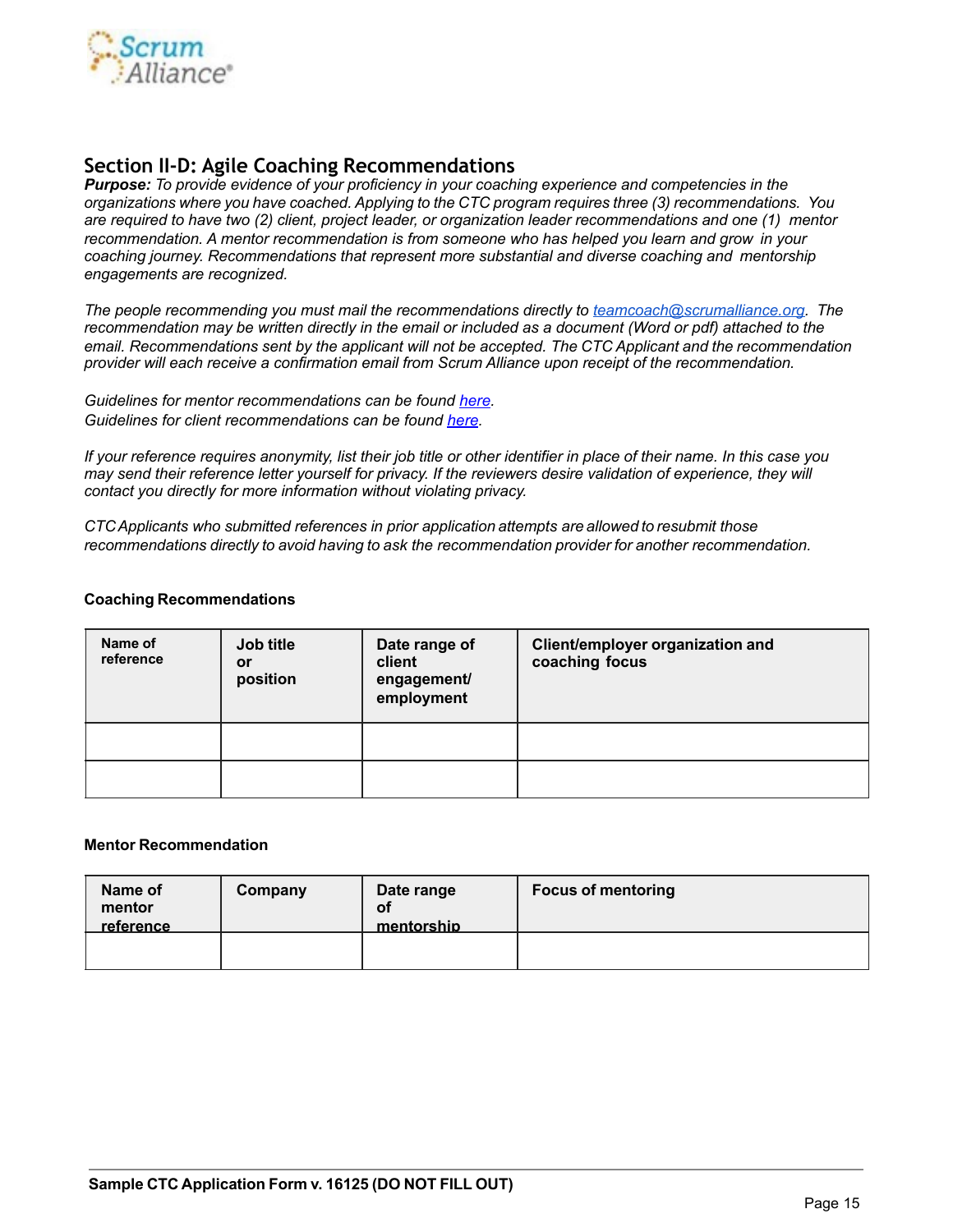## Section II-D: Agile Coaching Recommendations

***Purpose:*** *To provide evidence of your proficiency in your coaching experience and competencies in the organizations where you have coached. Applying to the CTC program requires three (3) recommendations. You are required to have two (2) client, project leader, or organization leader recommendations and one (1) mentor recommendation. A mentor recommendation is from someone who has helped you learn and grow in your coaching journey. Recommendations that represent more substantial and diverse coaching and mentorship engagements are recognized.*

*The people recommending you must mail the recommendations directly to [teamcoach@scrumalliance.org](mailto:teamcoach@scrumalliance.org). The recommendation may be written directly in the email or included as a document (Word or pdf) attached to the email. Recommendations sent by the applicant will not be accepted. The CTC Applicant and the recommendation provider will each receive a confirmation email from Scrum Alliance upon receipt of the recommendation.*

*Guidelines for mentor recommendations can be found here.*
*Guidelines for client recommendations can be found here.*

*If your reference requires anonymity, list their job title or other identifier in place of their name. In this case you may send their reference letter yourself for privacy. If the reviewers desire validation of experience, they will contact you directly for more information without violating privacy.*

*CTC Applicants who submitted references in prior application attempts are allowed to resubmit those recommendations directly to avoid having to ask the recommendation provider for another recommendation.*

**Coaching Recommendations**

| Name of reference | Job title or position | Date range of client engagement/ employment | Client/employer organization and coaching focus |
|---|---|---|---|
| | | | |
| | | | |

**Mentor Recommendation**

| Name of mentor reference | Company | Date range of mentorship | Focus of mentoring |
|---|---|---|---|
| | | | |

**Sample CTC Application Form v. 16125 (DO NOT FILL OUT)**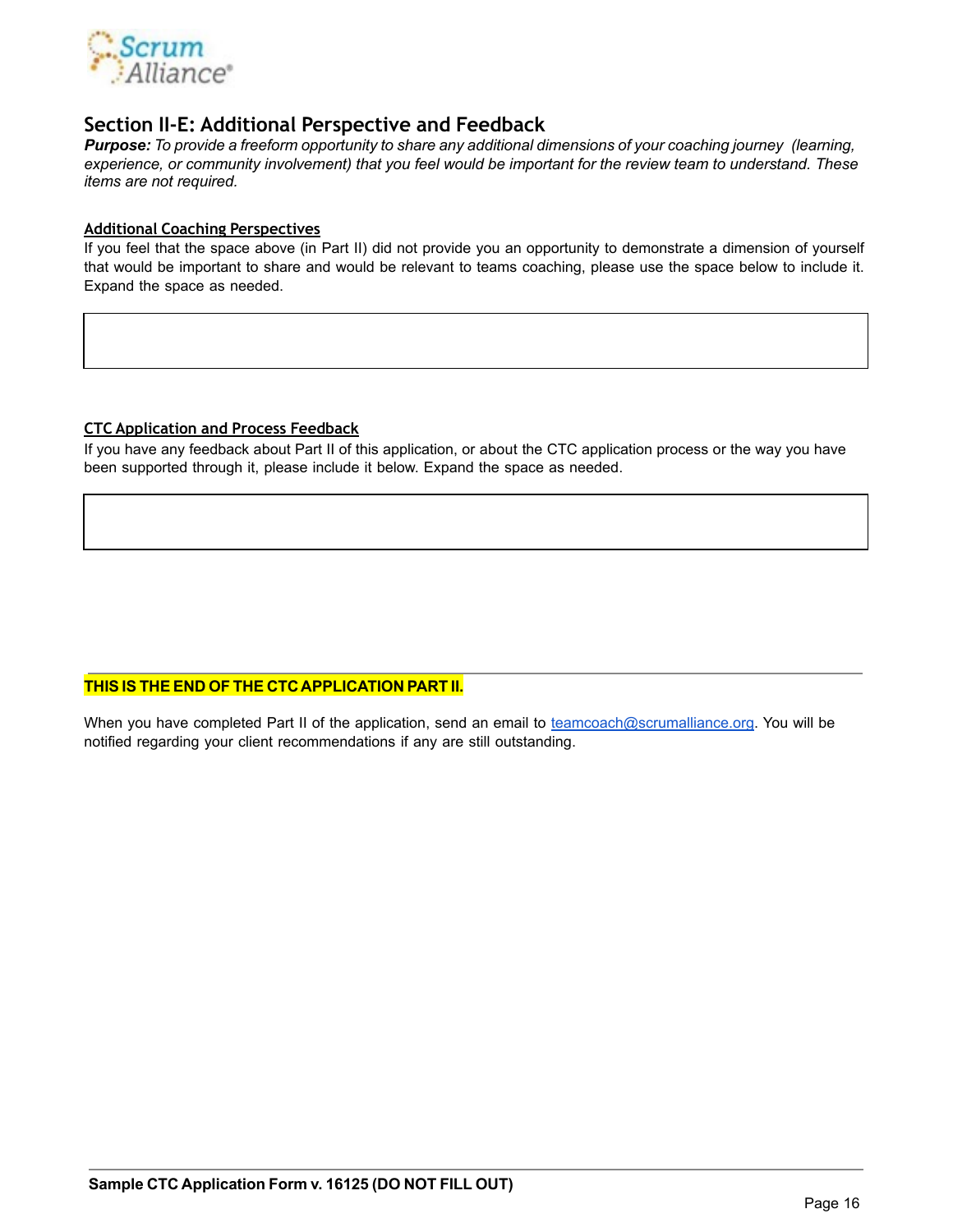## Section II-E: Additional Perspective and Feedback

***Purpose:*** *To provide a freeform opportunity to share any additional dimensions of your coaching journey (learning, experience, or community involvement) that you feel would be important for the review team to understand. These items are not required.*

### Additional Coaching Perspectives

If you feel that the space above (in Part II) did not provide you an opportunity to demonstrate a dimension of yourself that would be important to share and would be relevant to teams coaching, please use the space below to include it. Expand the space as needed.

|   |
|---|
|   |

### CTC Application and Process Feedback

If you have any feedback about Part II of this application, or about the CTC application process or the way you have been supported through it, please include it below. Expand the space as needed.

|   |
|---|
|   |

---

**THIS IS THE END OF THE CTC APPLICATION PART II.**

When you have completed Part II of the application, send an email to teamcoach@scrumalliance.org. You will be notified regarding your client recommendations if any are still outstanding.

**Sample CTC Application Form v. 16125 (DO NOT FILL OUT)**